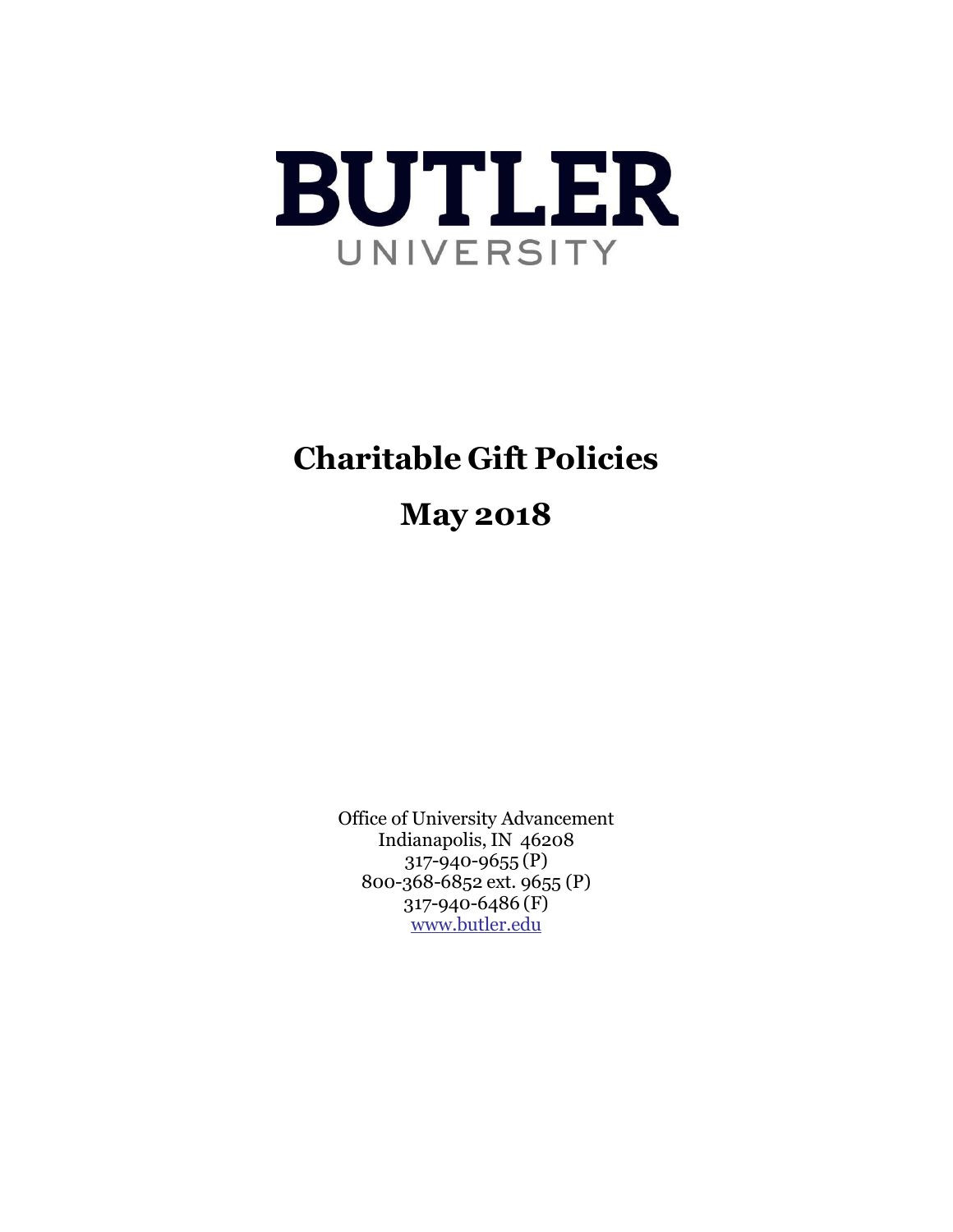# BUTLER

UNIVERSITY

# Charitable Gift Policies

# May 2018

Office of University Advancement
Indianapolis, IN 46208
317-940-9655 (P)
800-368-6852 ext. 9655 (P)
317-940-6486 (F)
www.butler.edu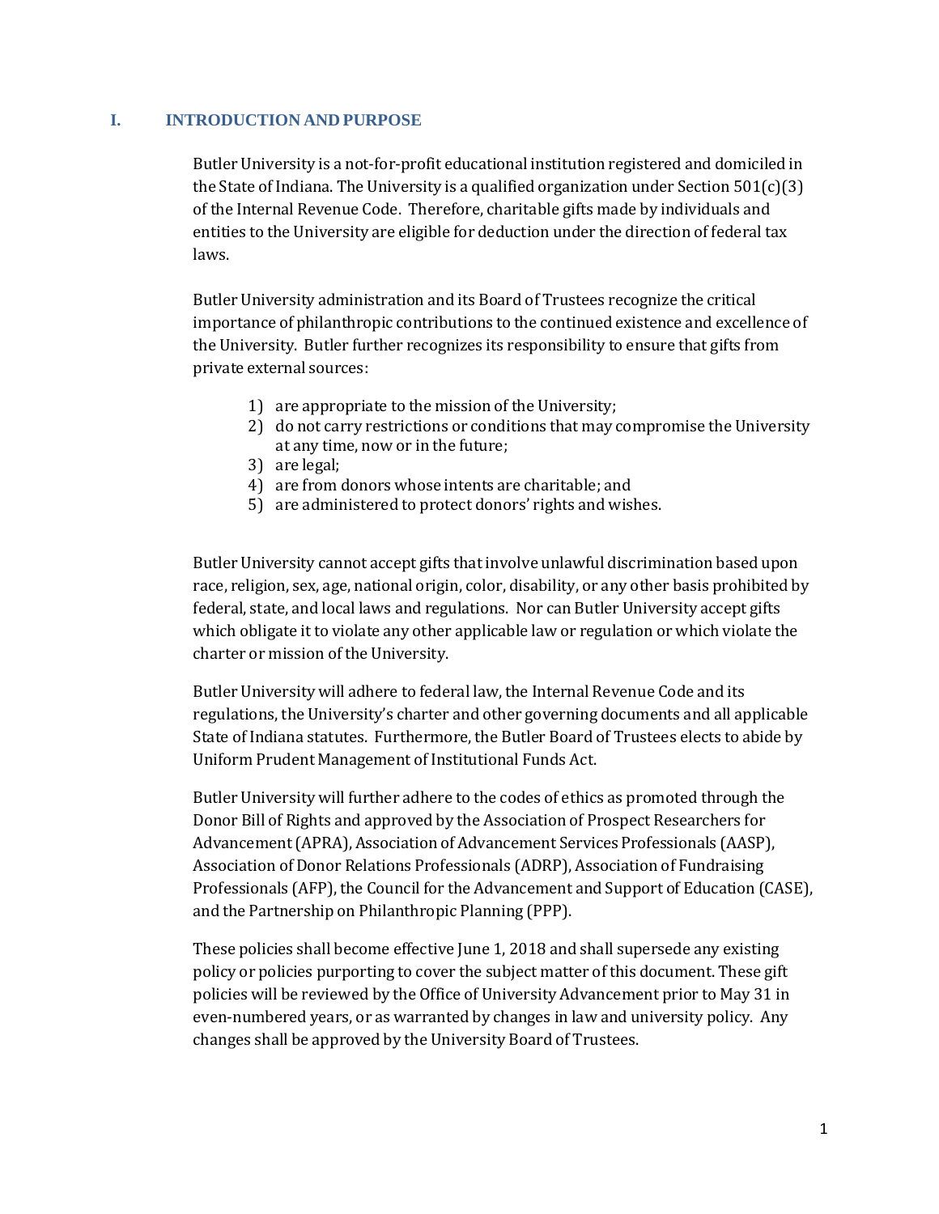## I. INTRODUCTION AND PURPOSE

Butler University is a not-for-profit educational institution registered and domiciled in the State of Indiana. The University is a qualified organization under Section 501(c)(3) of the Internal Revenue Code. Therefore, charitable gifts made by individuals and entities to the University are eligible for deduction under the direction of federal tax laws.

Butler University administration and its Board of Trustees recognize the critical importance of philanthropic contributions to the continued existence and excellence of the University. Butler further recognizes its responsibility to ensure that gifts from private external sources:

1) are appropriate to the mission of the University;
2) do not carry restrictions or conditions that may compromise the University at any time, now or in the future;
3) are legal;
4) are from donors whose intents are charitable; and
5) are administered to protect donors' rights and wishes.

Butler University cannot accept gifts that involve unlawful discrimination based upon race, religion, sex, age, national origin, color, disability, or any other basis prohibited by federal, state, and local laws and regulations. Nor can Butler University accept gifts which obligate it to violate any other applicable law or regulation or which violate the charter or mission of the University.

Butler University will adhere to federal law, the Internal Revenue Code and its regulations, the University's charter and other governing documents and all applicable State of Indiana statutes. Furthermore, the Butler Board of Trustees elects to abide by Uniform Prudent Management of Institutional Funds Act.

Butler University will further adhere to the codes of ethics as promoted through the Donor Bill of Rights and approved by the Association of Prospect Researchers for Advancement (APRA), Association of Advancement Services Professionals (AASP), Association of Donor Relations Professionals (ADRP), Association of Fundraising Professionals (AFP), the Council for the Advancement and Support of Education (CASE), and the Partnership on Philanthropic Planning (PPP).

These policies shall become effective June 1, 2018 and shall supersede any existing policy or policies purporting to cover the subject matter of this document. These gift policies will be reviewed by the Office of University Advancement prior to May 31 in even-numbered years, or as warranted by changes in law and university policy. Any changes shall be approved by the University Board of Trustees.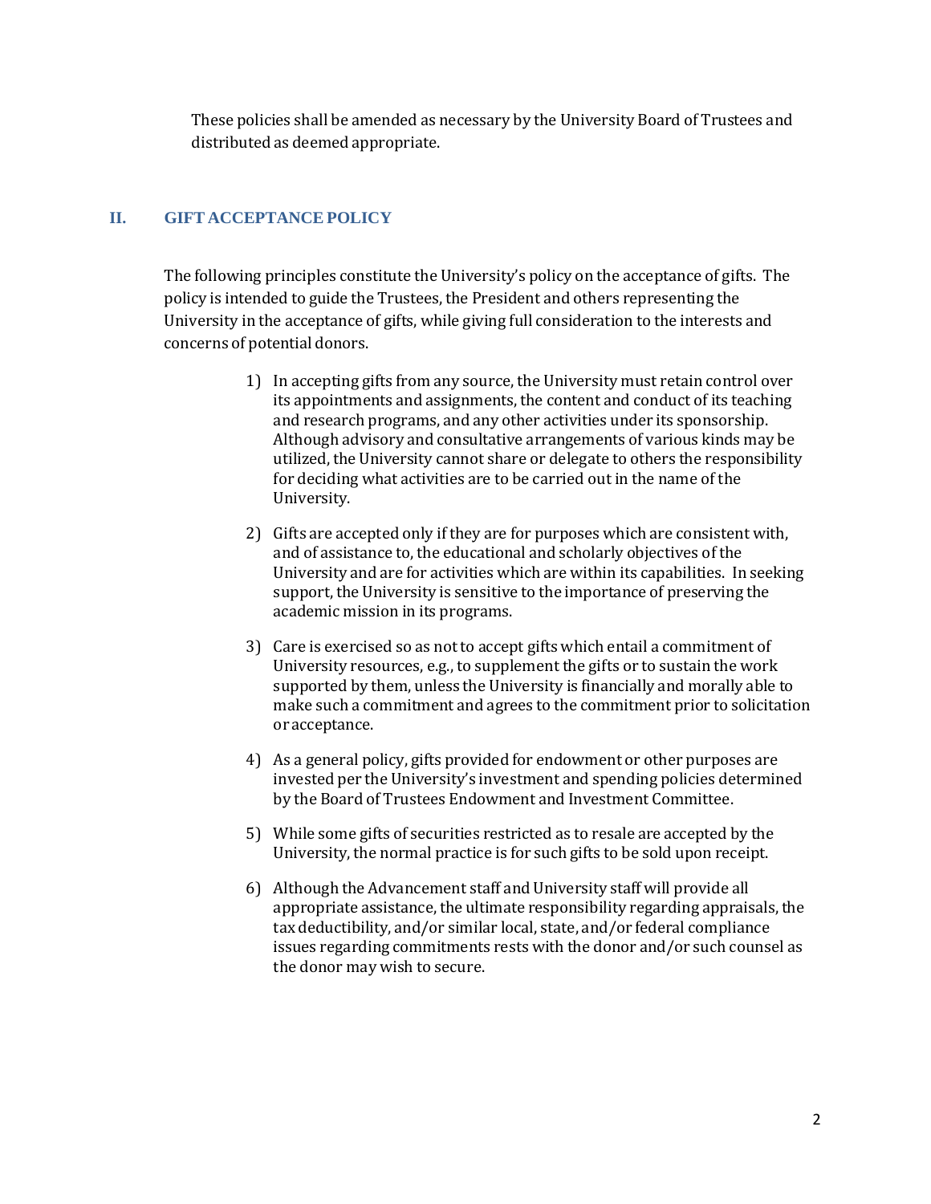These policies shall be amended as necessary by the University Board of Trustees and distributed as deemed appropriate.

## II. GIFT ACCEPTANCE POLICY

The following principles constitute the University's policy on the acceptance of gifts. The policy is intended to guide the Trustees, the President and others representing the University in the acceptance of gifts, while giving full consideration to the interests and concerns of potential donors.

1) In accepting gifts from any source, the University must retain control over its appointments and assignments, the content and conduct of its teaching and research programs, and any other activities under its sponsorship. Although advisory and consultative arrangements of various kinds may be utilized, the University cannot share or delegate to others the responsibility for deciding what activities are to be carried out in the name of the University.

2) Gifts are accepted only if they are for purposes which are consistent with, and of assistance to, the educational and scholarly objectives of the University and are for activities which are within its capabilities. In seeking support, the University is sensitive to the importance of preserving the academic mission in its programs.

3) Care is exercised so as not to accept gifts which entail a commitment of University resources, e.g., to supplement the gifts or to sustain the work supported by them, unless the University is financially and morally able to make such a commitment and agrees to the commitment prior to solicitation or acceptance.

4) As a general policy, gifts provided for endowment or other purposes are invested per the University's investment and spending policies determined by the Board of Trustees Endowment and Investment Committee.

5) While some gifts of securities restricted as to resale are accepted by the University, the normal practice is for such gifts to be sold upon receipt.

6) Although the Advancement staff and University staff will provide all appropriate assistance, the ultimate responsibility regarding appraisals, the tax deductibility, and/or similar local, state, and/or federal compliance issues regarding commitments rests with the donor and/or such counsel as the donor may wish to secure.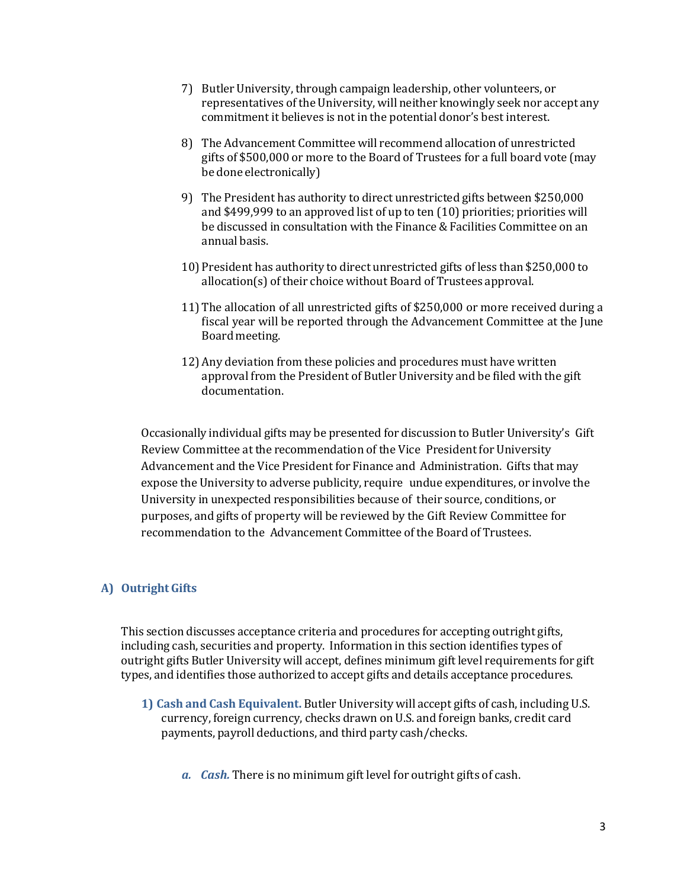7) Butler University, through campaign leadership, other volunteers, or representatives of the University, will neither knowingly seek nor accept any commitment it believes is not in the potential donor's best interest.

8) The Advancement Committee will recommend allocation of unrestricted gifts of $500,000 or more to the Board of Trustees for a full board vote (may be done electronically)

9) The President has authority to direct unrestricted gifts between $250,000 and $499,999 to an approved list of up to ten (10) priorities; priorities will be discussed in consultation with the Finance & Facilities Committee on an annual basis.

10) President has authority to direct unrestricted gifts of less than $250,000 to allocation(s) of their choice without Board of Trustees approval.

11) The allocation of all unrestricted gifts of $250,000 or more received during a fiscal year will be reported through the Advancement Committee at the June Board meeting.

12) Any deviation from these policies and procedures must have written approval from the President of Butler University and be filed with the gift documentation.

Occasionally individual gifts may be presented for discussion to Butler University's Gift Review Committee at the recommendation of the Vice President for University Advancement and the Vice President for Finance and Administration. Gifts that may expose the University to adverse publicity, require undue expenditures, or involve the University in unexpected responsibilities because of their source, conditions, or purposes, and gifts of property will be reviewed by the Gift Review Committee for recommendation to the Advancement Committee of the Board of Trustees.

## A) Outright Gifts

This section discusses acceptance criteria and procedures for accepting outright gifts, including cash, securities and property. Information in this section identifies types of outright gifts Butler University will accept, defines minimum gift level requirements for gift types, and identifies those authorized to accept gifts and details acceptance procedures.

**1) Cash and Cash Equivalent.** Butler University will accept gifts of cash, including U.S. currency, foreign currency, checks drawn on U.S. and foreign banks, credit card payments, payroll deductions, and third party cash/checks.

*a. **Cash.*** There is no minimum gift level for outright gifts of cash.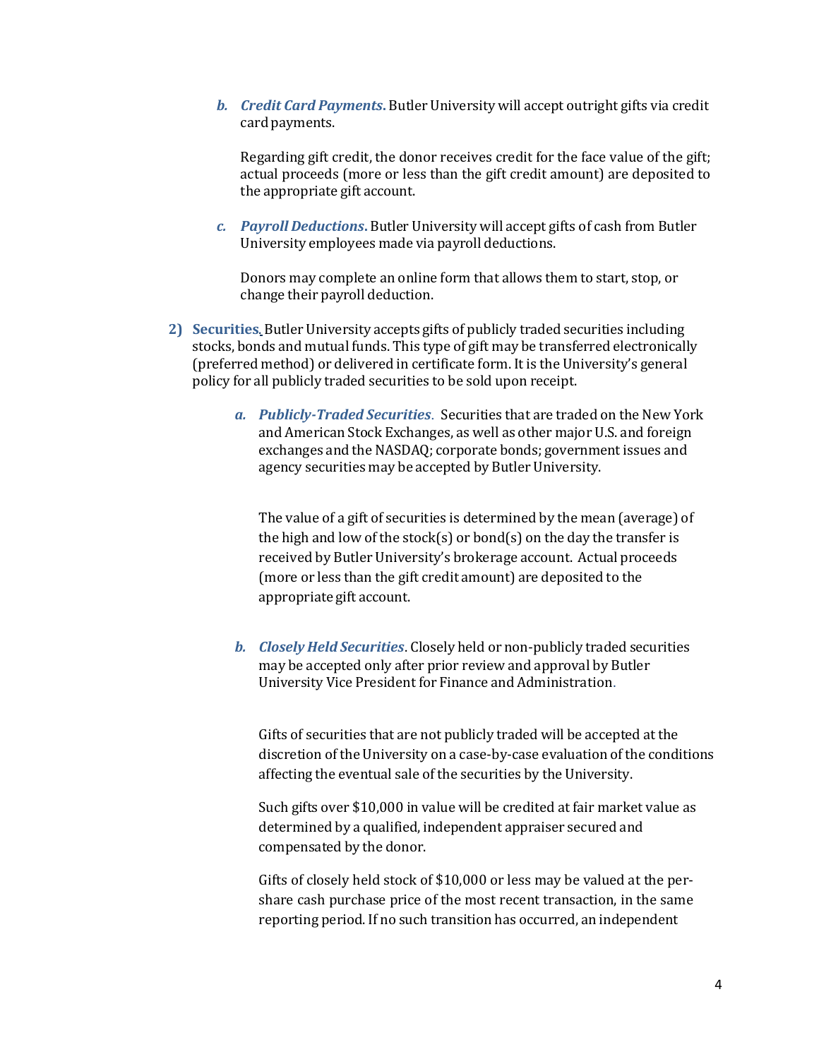b. ***Credit Card Payments***. Butler University will accept outright gifts via credit card payments.

   Regarding gift credit, the donor receives credit for the face value of the gift; actual proceeds (more or less than the gift credit amount) are deposited to the appropriate gift account.

c. ***Payroll Deductions***. Butler University will accept gifts of cash from Butler University employees made via payroll deductions.

   Donors may complete an online form that allows them to start, stop, or change their payroll deduction.

2) **Securities.** Butler University accepts gifts of publicly traded securities including stocks, bonds and mutual funds. This type of gift may be transferred electronically (preferred method) or delivered in certificate form. It is the University's general policy for all publicly traded securities to be sold upon receipt.

   a. ***Publicly-Traded Securities***. Securities that are traded on the New York and American Stock Exchanges, as well as other major U.S. and foreign exchanges and the NASDAQ; corporate bonds; government issues and agency securities may be accepted by Butler University.

      The value of a gift of securities is determined by the mean (average) of the high and low of the stock(s) or bond(s) on the day the transfer is received by Butler University's brokerage account. Actual proceeds (more or less than the gift credit amount) are deposited to the appropriate gift account.

   b. ***Closely Held Securities***. Closely held or non-publicly traded securities may be accepted only after prior review and approval by Butler University Vice President for Finance and Administration.

      Gifts of securities that are not publicly traded will be accepted at the discretion of the University on a case-by-case evaluation of the conditions affecting the eventual sale of the securities by the University.

      Such gifts over $10,000 in value will be credited at fair market value as determined by a qualified, independent appraiser secured and compensated by the donor.

      Gifts of closely held stock of $10,000 or less may be valued at the per-share cash purchase price of the most recent transaction, in the same reporting period. If no such transition has occurred, an independent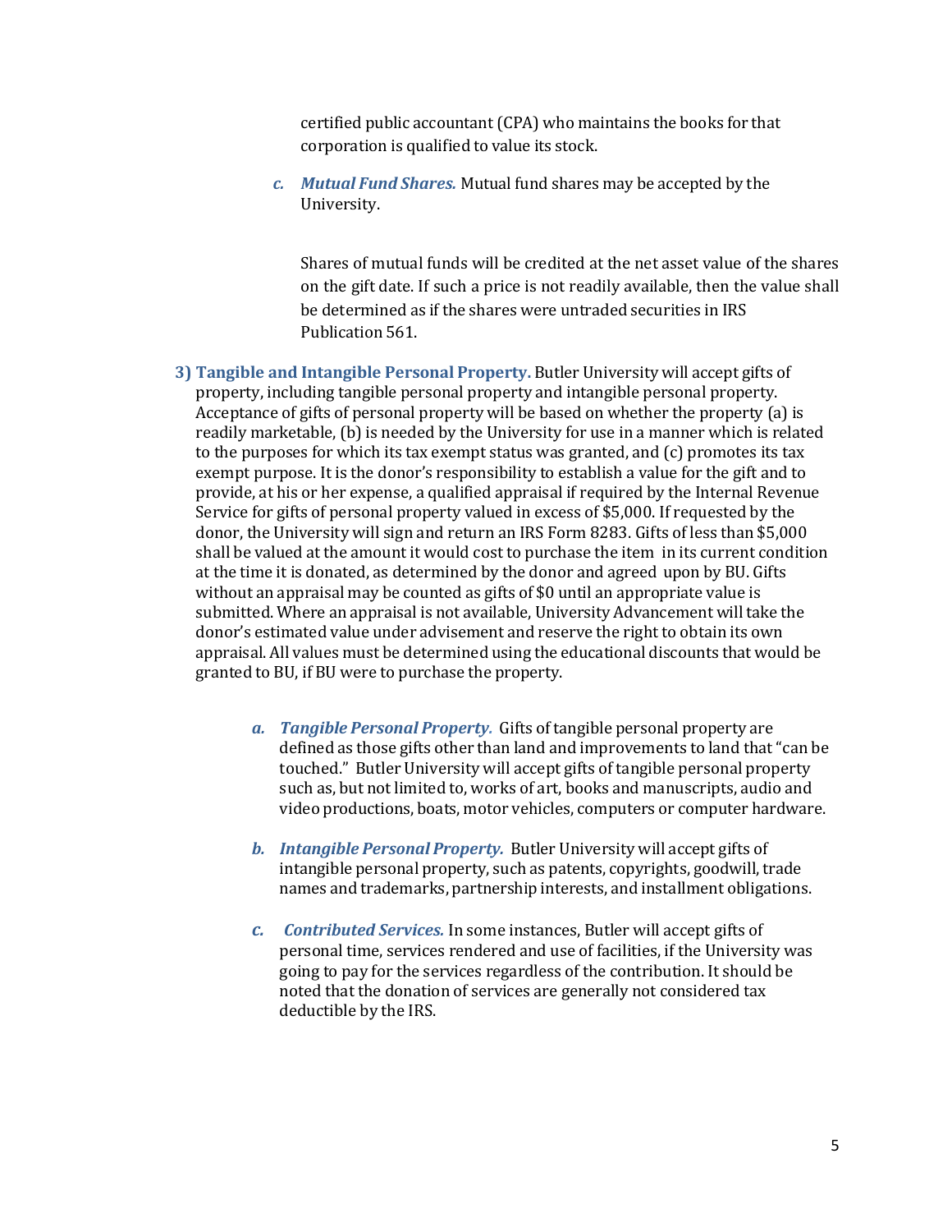certified public accountant (CPA) who maintains the books for that corporation is qualified to value its stock.

*c.* ***Mutual Fund Shares.*** Mutual fund shares may be accepted by the University.

Shares of mutual funds will be credited at the net asset value of the shares on the gift date. If such a price is not readily available, then the value shall be determined as if the shares were untraded securities in IRS Publication 561.

**3) Tangible and Intangible Personal Property.** Butler University will accept gifts of property, including tangible personal property and intangible personal property. Acceptance of gifts of personal property will be based on whether the property (a) is readily marketable, (b) is needed by the University for use in a manner which is related to the purposes for which its tax exempt status was granted, and (c) promotes its tax exempt purpose. It is the donor's responsibility to establish a value for the gift and to provide, at his or her expense, a qualified appraisal if required by the Internal Revenue Service for gifts of personal property valued in excess of $5,000. If requested by the donor, the University will sign and return an IRS Form 8283. Gifts of less than $5,000 shall be valued at the amount it would cost to purchase the item in its current condition at the time it is donated, as determined by the donor and agreed upon by BU. Gifts without an appraisal may be counted as gifts of $0 until an appropriate value is submitted. Where an appraisal is not available, University Advancement will take the donor's estimated value under advisement and reserve the right to obtain its own appraisal. All values must be determined using the educational discounts that would be granted to BU, if BU were to purchase the property.

*a.* ***Tangible Personal Property.*** Gifts of tangible personal property are defined as those gifts other than land and improvements to land that "can be touched." Butler University will accept gifts of tangible personal property such as, but not limited to, works of art, books and manuscripts, audio and video productions, boats, motor vehicles, computers or computer hardware.

*b.* ***Intangible Personal Property.*** Butler University will accept gifts of intangible personal property, such as patents, copyrights, goodwill, trade names and trademarks, partnership interests, and installment obligations.

*c.* ***Contributed Services.*** In some instances, Butler will accept gifts of personal time, services rendered and use of facilities, if the University was going to pay for the services regardless of the contribution. It should be noted that the donation of services are generally not considered tax deductible by the IRS.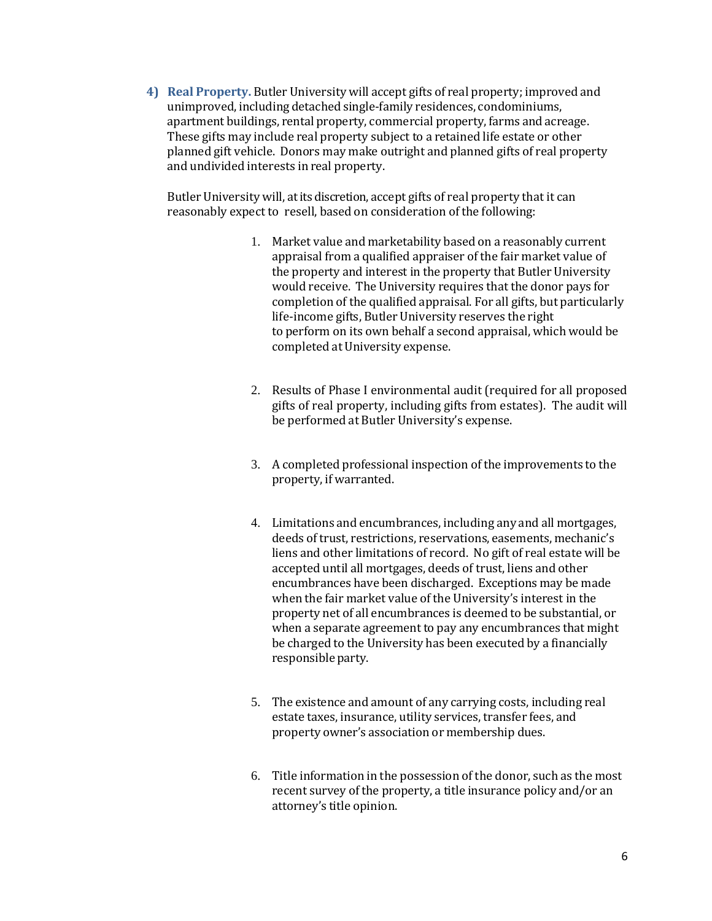4) **Real Property.** Butler University will accept gifts of real property; improved and unimproved, including detached single-family residences, condominiums, apartment buildings, rental property, commercial property, farms and acreage. These gifts may include real property subject to a retained life estate or other planned gift vehicle. Donors may make outright and planned gifts of real property and undivided interests in real property.

   Butler University will, at its discretion, accept gifts of real property that it can reasonably expect to resell, based on consideration of the following:

   1. Market value and marketability based on a reasonably current appraisal from a qualified appraiser of the fair market value of the property and interest in the property that Butler University would receive. The University requires that the donor pays for completion of the qualified appraisal. For all gifts, but particularly life-income gifts, Butler University reserves the right to perform on its own behalf a second appraisal, which would be completed at University expense.

   2. Results of Phase I environmental audit (required for all proposed gifts of real property, including gifts from estates). The audit will be performed at Butler University's expense.

   3. A completed professional inspection of the improvements to the property, if warranted.

   4. Limitations and encumbrances, including any and all mortgages, deeds of trust, restrictions, reservations, easements, mechanic's liens and other limitations of record. No gift of real estate will be accepted until all mortgages, deeds of trust, liens and other encumbrances have been discharged. Exceptions may be made when the fair market value of the University's interest in the property net of all encumbrances is deemed to be substantial, or when a separate agreement to pay any encumbrances that might be charged to the University has been executed by a financially responsible party.

   5. The existence and amount of any carrying costs, including real estate taxes, insurance, utility services, transfer fees, and property owner's association or membership dues.

   6. Title information in the possession of the donor, such as the most recent survey of the property, a title insurance policy and/or an attorney's title opinion.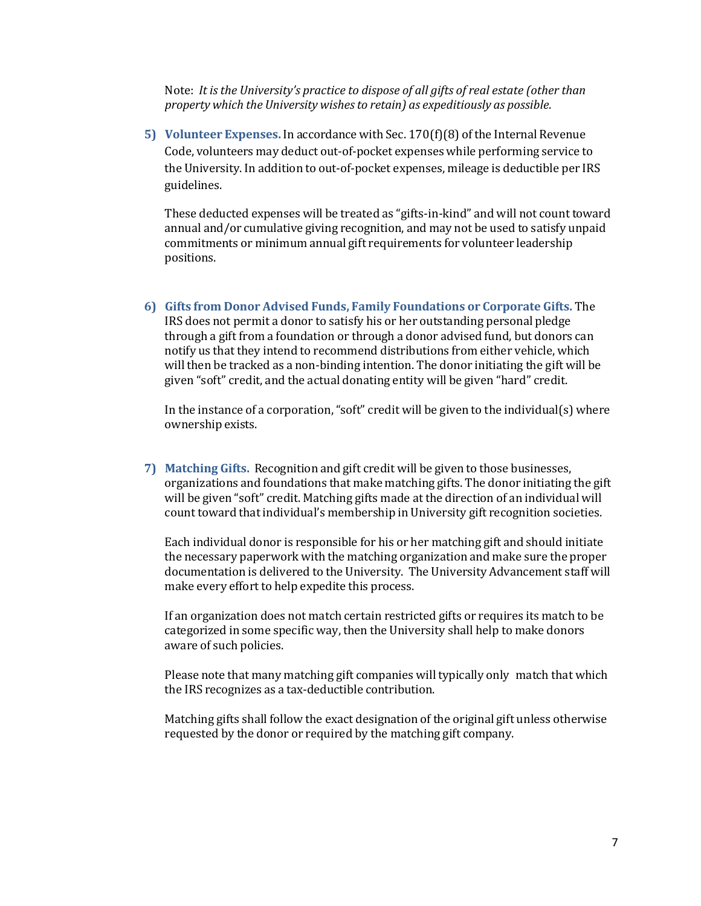Note: *It is the University's practice to dispose of all gifts of real estate (other than property which the University wishes to retain) as expeditiously as possible.*

5) **Volunteer Expenses.** In accordance with Sec. 170(f)(8) of the Internal Revenue Code, volunteers may deduct out-of-pocket expenses while performing service to the University. In addition to out-of-pocket expenses, mileage is deductible per IRS guidelines.

   These deducted expenses will be treated as "gifts-in-kind" and will not count toward annual and/or cumulative giving recognition, and may not be used to satisfy unpaid commitments or minimum annual gift requirements for volunteer leadership positions.

6) **Gifts from Donor Advised Funds, Family Foundations or Corporate Gifts.** The IRS does not permit a donor to satisfy his or her outstanding personal pledge through a gift from a foundation or through a donor advised fund, but donors can notify us that they intend to recommend distributions from either vehicle, which will then be tracked as a non-binding intention. The donor initiating the gift will be given "soft" credit, and the actual donating entity will be given "hard" credit.

   In the instance of a corporation, "soft" credit will be given to the individual(s) where ownership exists.

7) **Matching Gifts.** Recognition and gift credit will be given to those businesses, organizations and foundations that make matching gifts. The donor initiating the gift will be given "soft" credit. Matching gifts made at the direction of an individual will count toward that individual's membership in University gift recognition societies.

   Each individual donor is responsible for his or her matching gift and should initiate the necessary paperwork with the matching organization and make sure the proper documentation is delivered to the University. The University Advancement staff will make every effort to help expedite this process.

   If an organization does not match certain restricted gifts or requires its match to be categorized in some specific way, then the University shall help to make donors aware of such policies.

   Please note that many matching gift companies will typically only match that which the IRS recognizes as a tax-deductible contribution.

   Matching gifts shall follow the exact designation of the original gift unless otherwise requested by the donor or required by the matching gift company.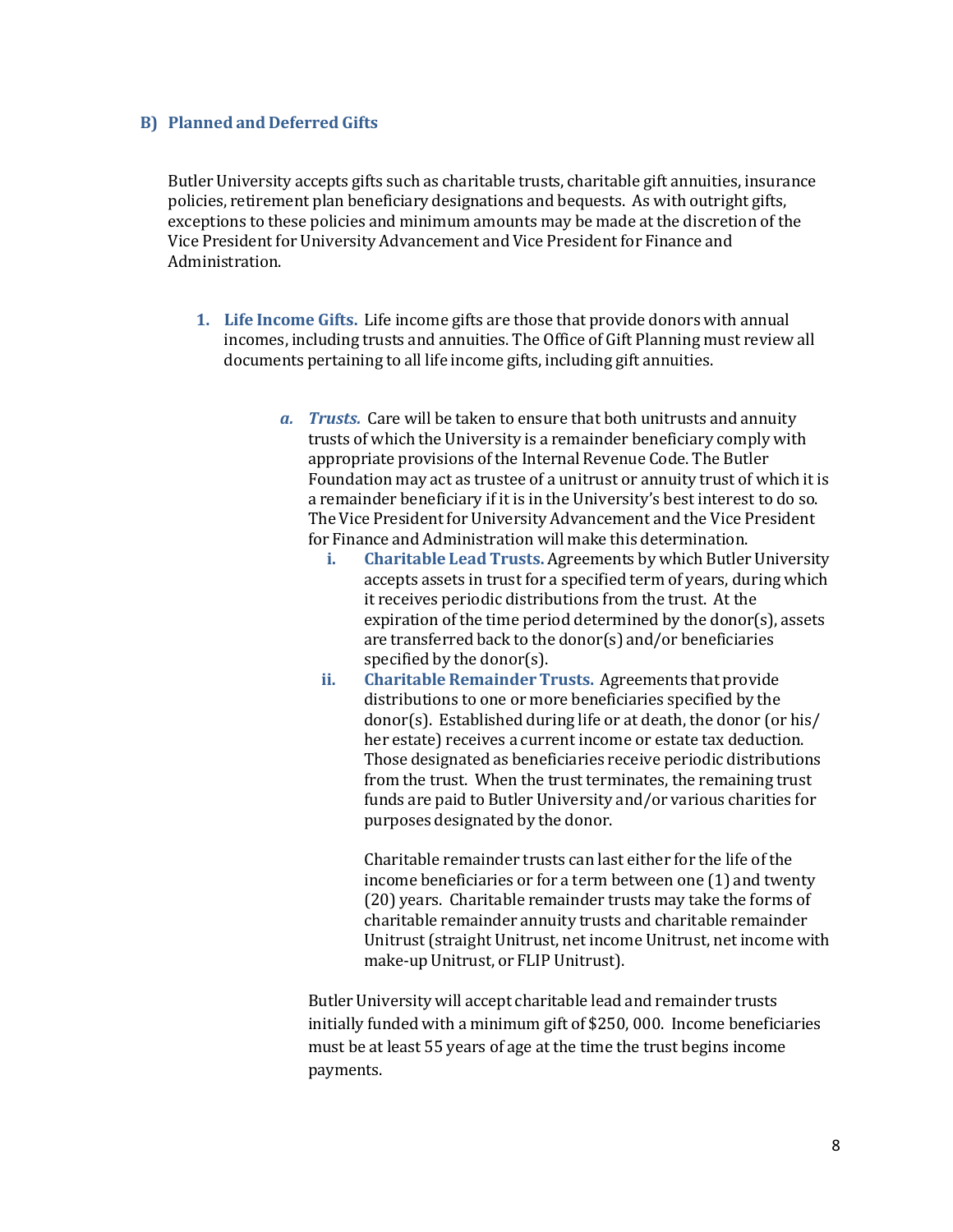## B) Planned and Deferred Gifts

Butler University accepts gifts such as charitable trusts, charitable gift annuities, insurance policies, retirement plan beneficiary designations and bequests. As with outright gifts, exceptions to these policies and minimum amounts may be made at the discretion of the Vice President for University Advancement and Vice President for Finance and Administration.

1. **Life Income Gifts.** Life income gifts are those that provide donors with annual incomes, including trusts and annuities. The Office of Gift Planning must review all documents pertaining to all life income gifts, including gift annuities.

    a. ***Trusts.*** Care will be taken to ensure that both unitrusts and annuity trusts of which the University is a remainder beneficiary comply with appropriate provisions of the Internal Revenue Code. The Butler Foundation may act as trustee of a unitrust or annuity trust of which it is a remainder beneficiary if it is in the University's best interest to do so. The Vice President for University Advancement and the Vice President for Finance and Administration will make this determination.

    i. **Charitable Lead Trusts.** Agreements by which Butler University accepts assets in trust for a specified term of years, during which it receives periodic distributions from the trust. At the expiration of the time period determined by the donor(s), assets are transferred back to the donor(s) and/or beneficiaries specified by the donor(s).

    ii. **Charitable Remainder Trusts.** Agreements that provide distributions to one or more beneficiaries specified by the donor(s). Established during life or at death, the donor (or his/her estate) receives a current income or estate tax deduction. Those designated as beneficiaries receive periodic distributions from the trust. When the trust terminates, the remaining trust funds are paid to Butler University and/or various charities for purposes designated by the donor.

    Charitable remainder trusts can last either for the life of the income beneficiaries or for a term between one (1) and twenty (20) years. Charitable remainder trusts may take the forms of charitable remainder annuity trusts and charitable remainder Unitrust (straight Unitrust, net income Unitrust, net income with make-up Unitrust, or FLIP Unitrust).

    Butler University will accept charitable lead and remainder trusts initially funded with a minimum gift of $250, 000. Income beneficiaries must be at least 55 years of age at the time the trust begins income payments.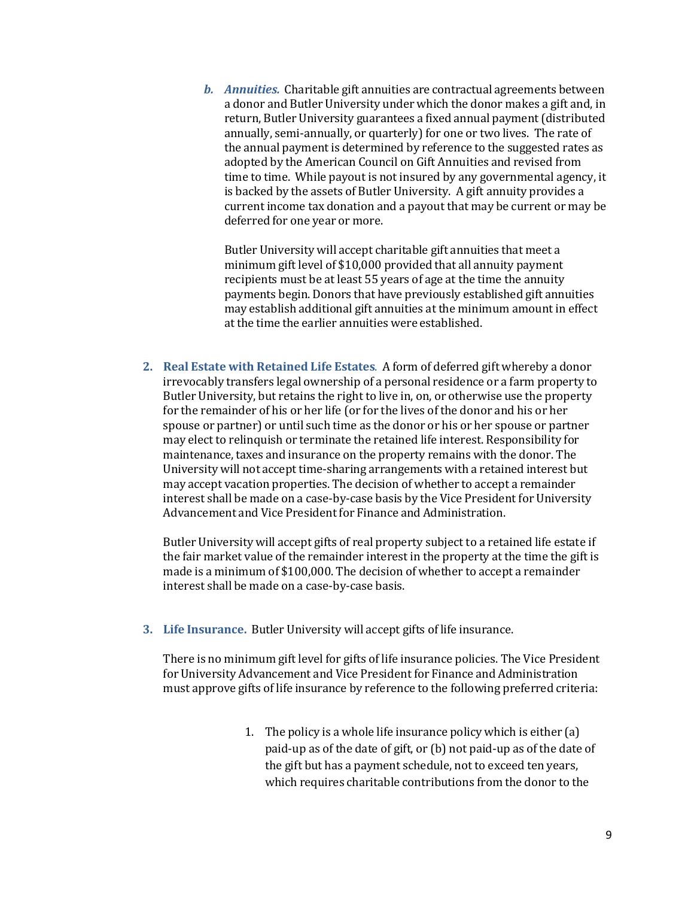*b.* ***Annuities.*** Charitable gift annuities are contractual agreements between a donor and Butler University under which the donor makes a gift and, in return, Butler University guarantees a fixed annual payment (distributed annually, semi-annually, or quarterly) for one or two lives. The rate of the annual payment is determined by reference to the suggested rates as adopted by the American Council on Gift Annuities and revised from time to time. While payout is not insured by any governmental agency, it is backed by the assets of Butler University. A gift annuity provides a current income tax donation and a payout that may be current or may be deferred for one year or more.

Butler University will accept charitable gift annuities that meet a minimum gift level of $10,000 provided that all annuity payment recipients must be at least 55 years of age at the time the annuity payments begin. Donors that have previously established gift annuities may establish additional gift annuities at the minimum amount in effect at the time the earlier annuities were established.

2. **Real Estate with Retained Life Estates**. A form of deferred gift whereby a donor irrevocably transfers legal ownership of a personal residence or a farm property to Butler University, but retains the right to live in, on, or otherwise use the property for the remainder of his or her life (or for the lives of the donor and his or her spouse or partner) or until such time as the donor or his or her spouse or partner may elect to relinquish or terminate the retained life interest. Responsibility for maintenance, taxes and insurance on the property remains with the donor. The University will not accept time-sharing arrangements with a retained interest but may accept vacation properties. The decision of whether to accept a remainder interest shall be made on a case-by-case basis by the Vice President for University Advancement and Vice President for Finance and Administration.

   Butler University will accept gifts of real property subject to a retained life estate if the fair market value of the remainder interest in the property at the time the gift is made is a minimum of $100,000. The decision of whether to accept a remainder interest shall be made on a case-by-case basis.

3. **Life Insurance.** Butler University will accept gifts of life insurance.

   There is no minimum gift level for gifts of life insurance policies. The Vice President for University Advancement and Vice President for Finance and Administration must approve gifts of life insurance by reference to the following preferred criteria:

   1. The policy is a whole life insurance policy which is either (a) paid-up as of the date of gift, or (b) not paid-up as of the date of the gift but has a payment schedule, not to exceed ten years, which requires charitable contributions from the donor to the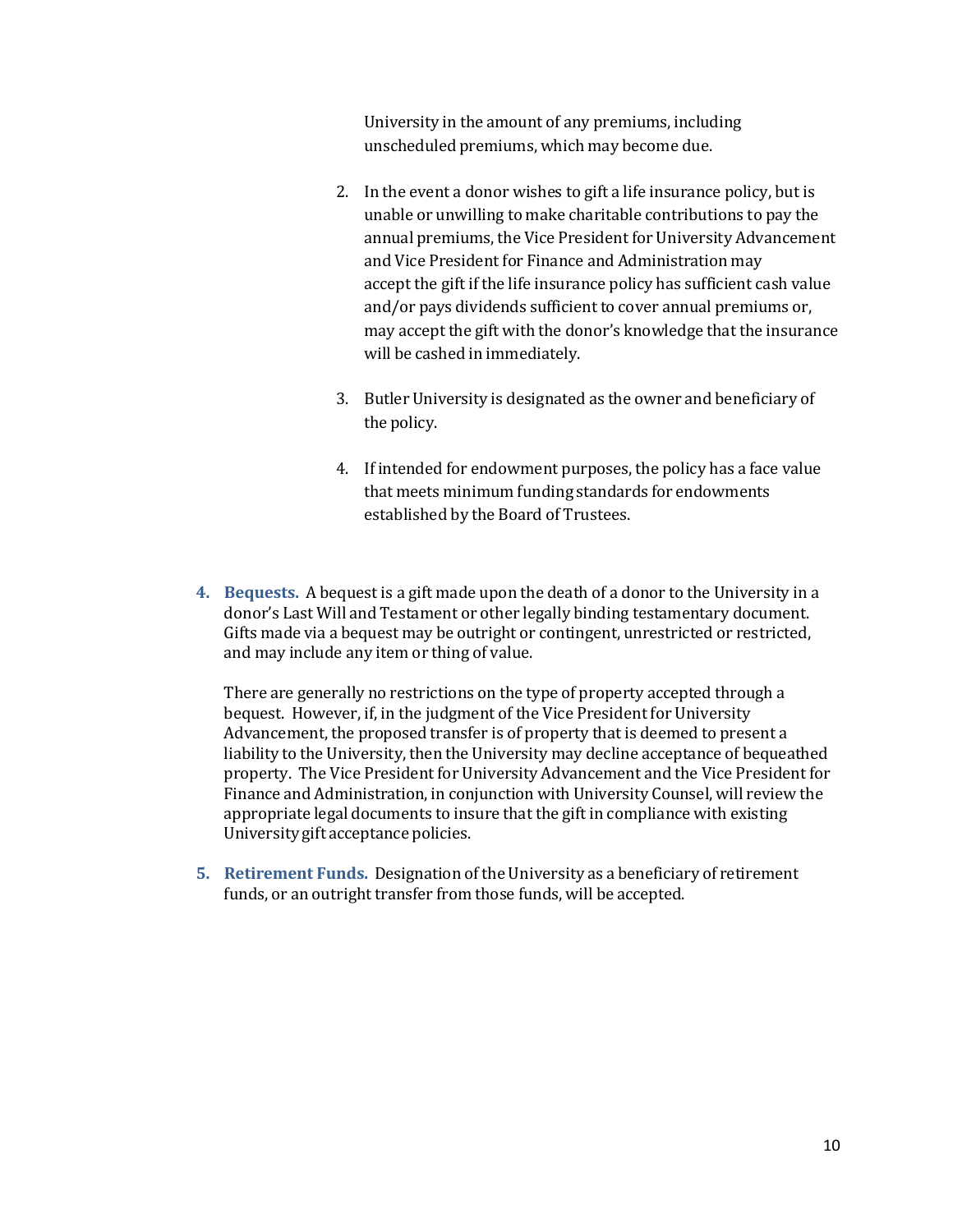University in the amount of any premiums, including unscheduled premiums, which may become due.

2. In the event a donor wishes to gift a life insurance policy, but is unable or unwilling to make charitable contributions to pay the annual premiums, the Vice President for University Advancement and Vice President for Finance and Administration may accept the gift if the life insurance policy has sufficient cash value and/or pays dividends sufficient to cover annual premiums or, may accept the gift with the donor's knowledge that the insurance will be cashed in immediately.

3. Butler University is designated as the owner and beneficiary of the policy.

4. If intended for endowment purposes, the policy has a face value that meets minimum funding standards for endowments established by the Board of Trustees.

4. **Bequests.** A bequest is a gift made upon the death of a donor to the University in a donor's Last Will and Testament or other legally binding testamentary document. Gifts made via a bequest may be outright or contingent, unrestricted or restricted, and may include any item or thing of value.

   There are generally no restrictions on the type of property accepted through a bequest. However, if, in the judgment of the Vice President for University Advancement, the proposed transfer is of property that is deemed to present a liability to the University, then the University may decline acceptance of bequeathed property. The Vice President for University Advancement and the Vice President for Finance and Administration, in conjunction with University Counsel, will review the appropriate legal documents to insure that the gift in compliance with existing University gift acceptance policies.

5. **Retirement Funds.** Designation of the University as a beneficiary of retirement funds, or an outright transfer from those funds, will be accepted.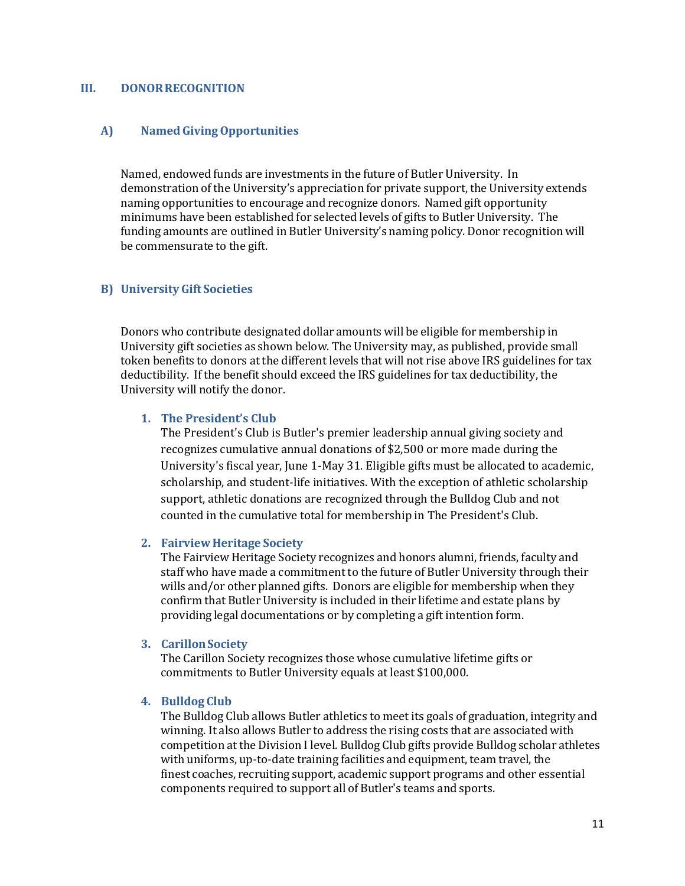## III. DONOR RECOGNITION

### A) Named Giving Opportunities

Named, endowed funds are investments in the future of Butler University. In demonstration of the University's appreciation for private support, the University extends naming opportunities to encourage and recognize donors. Named gift opportunity minimums have been established for selected levels of gifts to Butler University. The funding amounts are outlined in Butler University's naming policy. Donor recognition will be commensurate to the gift.

### B) University Gift Societies

Donors who contribute designated dollar amounts will be eligible for membership in University gift societies as shown below. The University may, as published, provide small token benefits to donors at the different levels that will not rise above IRS guidelines for tax deductibility. If the benefit should exceed the IRS guidelines for tax deductibility, the University will notify the donor.

1. **The President's Club**
   The President's Club is Butler's premier leadership annual giving society and recognizes cumulative annual donations of $2,500 or more made during the University's fiscal year, June 1-May 31. Eligible gifts must be allocated to academic, scholarship, and student-life initiatives. With the exception of athletic scholarship support, athletic donations are recognized through the Bulldog Club and not counted in the cumulative total for membership in The President's Club.

2. **Fairview Heritage Society**
   The Fairview Heritage Society recognizes and honors alumni, friends, faculty and staff who have made a commitment to the future of Butler University through their wills and/or other planned gifts. Donors are eligible for membership when they confirm that Butler University is included in their lifetime and estate plans by providing legal documentations or by completing a gift intention form.

3. **Carillon Society**
   The Carillon Society recognizes those whose cumulative lifetime gifts or commitments to Butler University equals at least $100,000.

4. **Bulldog Club**
   The Bulldog Club allows Butler athletics to meet its goals of graduation, integrity and winning. It also allows Butler to address the rising costs that are associated with competition at the Division I level. Bulldog Club gifts provide Bulldog scholar athletes with uniforms, up-to-date training facilities and equipment, team travel, the finest coaches, recruiting support, academic support programs and other essential components required to support all of Butler's teams and sports.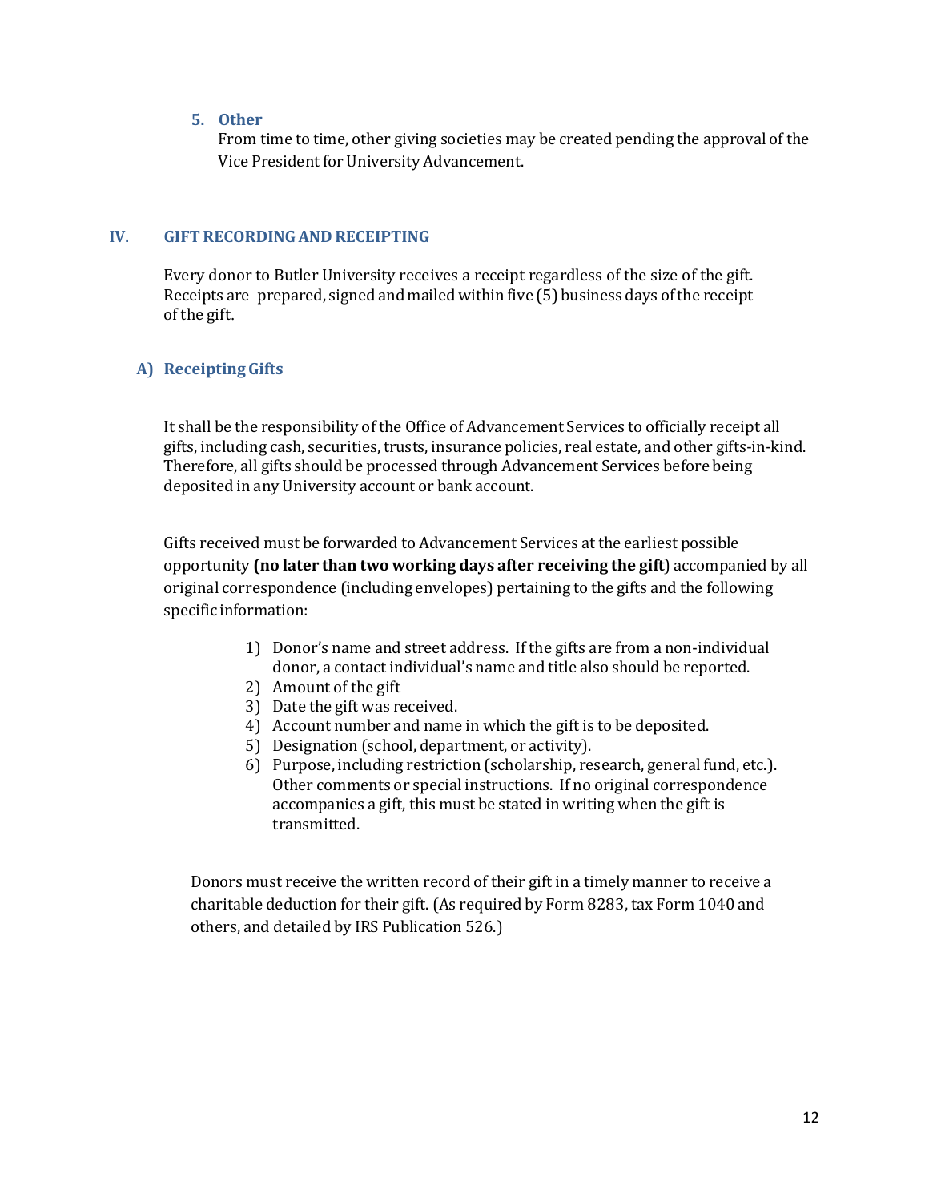**5. Other**

From time to time, other giving societies may be created pending the approval of the Vice President for University Advancement.

## IV. GIFT RECORDING AND RECEIPTING

Every donor to Butler University receives a receipt regardless of the size of the gift. Receipts are prepared, signed and mailed within five (5) business days of the receipt of the gift.

### A) Receipting Gifts

It shall be the responsibility of the Office of Advancement Services to officially receipt all gifts, including cash, securities, trusts, insurance policies, real estate, and other gifts-in-kind. Therefore, all gifts should be processed through Advancement Services before being deposited in any University account or bank account.

Gifts received must be forwarded to Advancement Services at the earliest possible opportunity **(no later than two working days after receiving the gift**) accompanied by all original correspondence (including envelopes) pertaining to the gifts and the following specific information:

1) Donor's name and street address. If the gifts are from a non-individual donor, a contact individual's name and title also should be reported.
2) Amount of the gift
3) Date the gift was received.
4) Account number and name in which the gift is to be deposited.
5) Designation (school, department, or activity).
6) Purpose, including restriction (scholarship, research, general fund, etc.). Other comments or special instructions. If no original correspondence accompanies a gift, this must be stated in writing when the gift is transmitted.

Donors must receive the written record of their gift in a timely manner to receive a charitable deduction for their gift. (As required by Form 8283, tax Form 1040 and others, and detailed by IRS Publication 526.)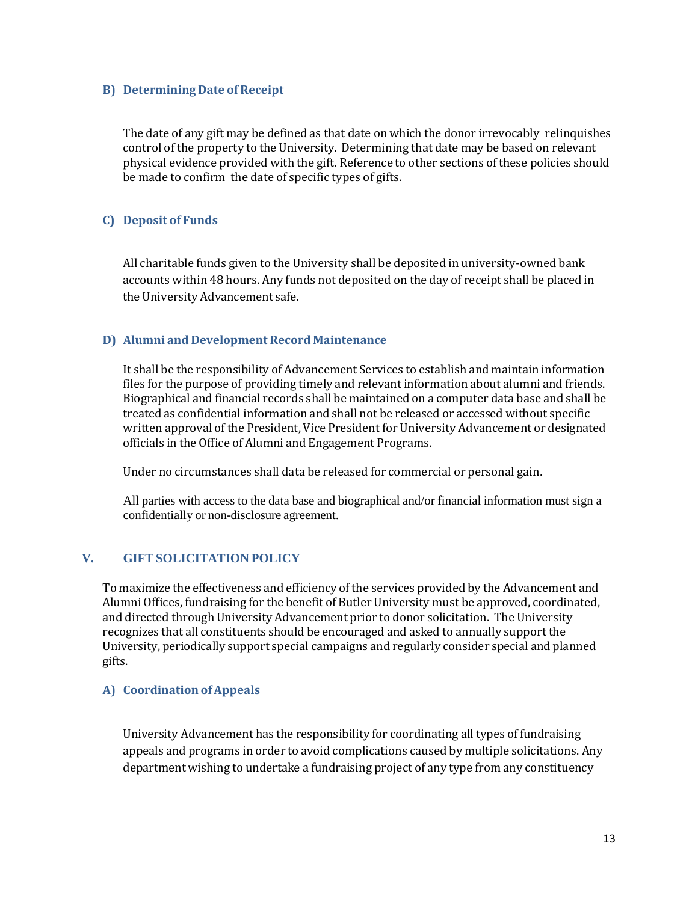### B) Determining Date of Receipt

The date of any gift may be defined as that date on which the donor irrevocably relinquishes control of the property to the University. Determining that date may be based on relevant physical evidence provided with the gift. Reference to other sections of these policies should be made to confirm the date of specific types of gifts.

### C) Deposit of Funds

All charitable funds given to the University shall be deposited in university-owned bank accounts within 48 hours. Any funds not deposited on the day of receipt shall be placed in the University Advancement safe.

### D) Alumni and Development Record Maintenance

It shall be the responsibility of Advancement Services to establish and maintain information files for the purpose of providing timely and relevant information about alumni and friends. Biographical and financial records shall be maintained on a computer data base and shall be treated as confidential information and shall not be released or accessed without specific written approval of the President, Vice President for University Advancement or designated officials in the Office of Alumni and Engagement Programs.

Under no circumstances shall data be released for commercial or personal gain.

All parties with access to the data base and biographical and/or financial information must sign a confidentially or non-disclosure agreement.

## V. GIFT SOLICITATION POLICY

To maximize the effectiveness and efficiency of the services provided by the Advancement and Alumni Offices, fundraising for the benefit of Butler University must be approved, coordinated, and directed through University Advancement prior to donor solicitation. The University recognizes that all constituents should be encouraged and asked to annually support the University, periodically support special campaigns and regularly consider special and planned gifts.

### A) Coordination of Appeals

University Advancement has the responsibility for coordinating all types of fundraising appeals and programs in order to avoid complications caused by multiple solicitations. Any department wishing to undertake a fundraising project of any type from any constituency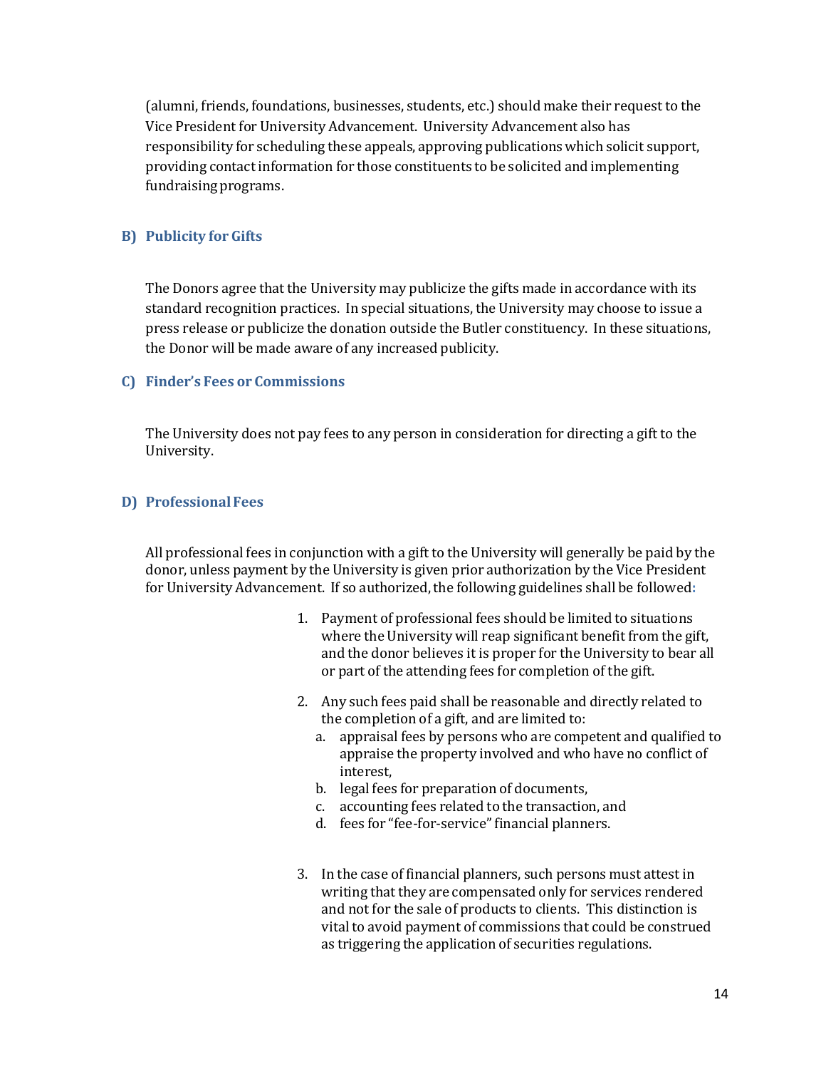(alumni, friends, foundations, businesses, students, etc.) should make their request to the Vice President for University Advancement. University Advancement also has responsibility for scheduling these appeals, approving publications which solicit support, providing contact information for those constituents to be solicited and implementing fundraising programs.

### B) Publicity for Gifts

The Donors agree that the University may publicize the gifts made in accordance with its standard recognition practices. In special situations, the University may choose to issue a press release or publicize the donation outside the Butler constituency. In these situations, the Donor will be made aware of any increased publicity.

### C) Finder's Fees or Commissions

The University does not pay fees to any person in consideration for directing a gift to the University.

### D) Professional Fees

All professional fees in conjunction with a gift to the University will generally be paid by the donor, unless payment by the University is given prior authorization by the Vice President for University Advancement. If so authorized, the following guidelines shall be followed:

1. Payment of professional fees should be limited to situations where the University will reap significant benefit from the gift, and the donor believes it is proper for the University to bear all or part of the attending fees for completion of the gift.

2. Any such fees paid shall be reasonable and directly related to the completion of a gift, and are limited to:
   a. appraisal fees by persons who are competent and qualified to appraise the property involved and who have no conflict of interest,
   b. legal fees for preparation of documents,
   c. accounting fees related to the transaction, and
   d. fees for "fee-for-service" financial planners.

3. In the case of financial planners, such persons must attest in writing that they are compensated only for services rendered and not for the sale of products to clients. This distinction is vital to avoid payment of commissions that could be construed as triggering the application of securities regulations.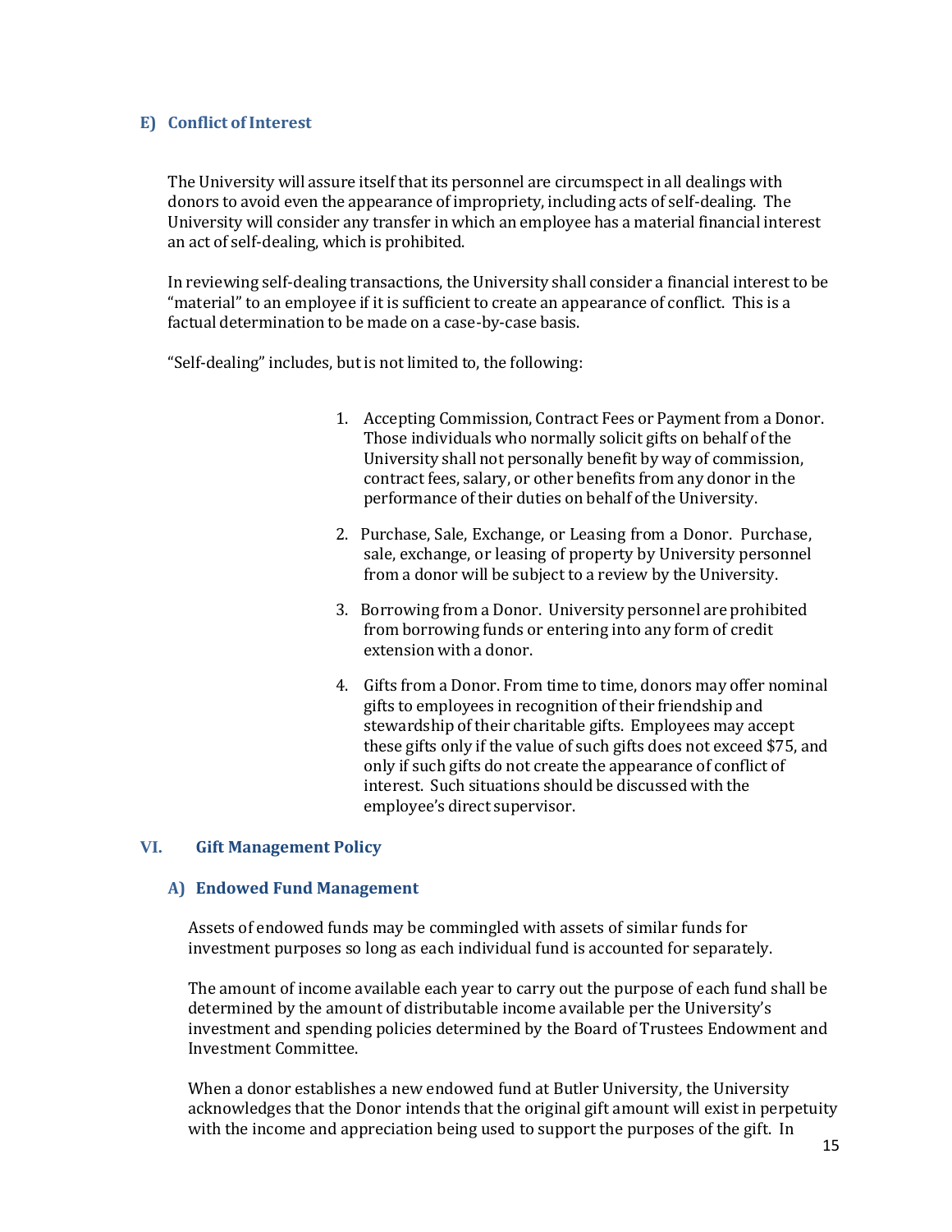### E) Conflict of Interest

The University will assure itself that its personnel are circumspect in all dealings with donors to avoid even the appearance of impropriety, including acts of self-dealing. The University will consider any transfer in which an employee has a material financial interest an act of self-dealing, which is prohibited.

In reviewing self-dealing transactions, the University shall consider a financial interest to be "material" to an employee if it is sufficient to create an appearance of conflict. This is a factual determination to be made on a case-by-case basis.

"Self-dealing" includes, but is not limited to, the following:

1. Accepting Commission, Contract Fees or Payment from a Donor. Those individuals who normally solicit gifts on behalf of the University shall not personally benefit by way of commission, contract fees, salary, or other benefits from any donor in the performance of their duties on behalf of the University.
2. Purchase, Sale, Exchange, or Leasing from a Donor. Purchase, sale, exchange, or leasing of property by University personnel from a donor will be subject to a review by the University.
3. Borrowing from a Donor. University personnel are prohibited from borrowing funds or entering into any form of credit extension with a donor.
4. Gifts from a Donor. From time to time, donors may offer nominal gifts to employees in recognition of their friendship and stewardship of their charitable gifts. Employees may accept these gifts only if the value of such gifts does not exceed $75, and only if such gifts do not create the appearance of conflict of interest. Such situations should be discussed with the employee's direct supervisor.

## VI. Gift Management Policy

### A) Endowed Fund Management

Assets of endowed funds may be commingled with assets of similar funds for investment purposes so long as each individual fund is accounted for separately.

The amount of income available each year to carry out the purpose of each fund shall be determined by the amount of distributable income available per the University's investment and spending policies determined by the Board of Trustees Endowment and Investment Committee.

When a donor establishes a new endowed fund at Butler University, the University acknowledges that the Donor intends that the original gift amount will exist in perpetuity with the income and appreciation being used to support the purposes of the gift. In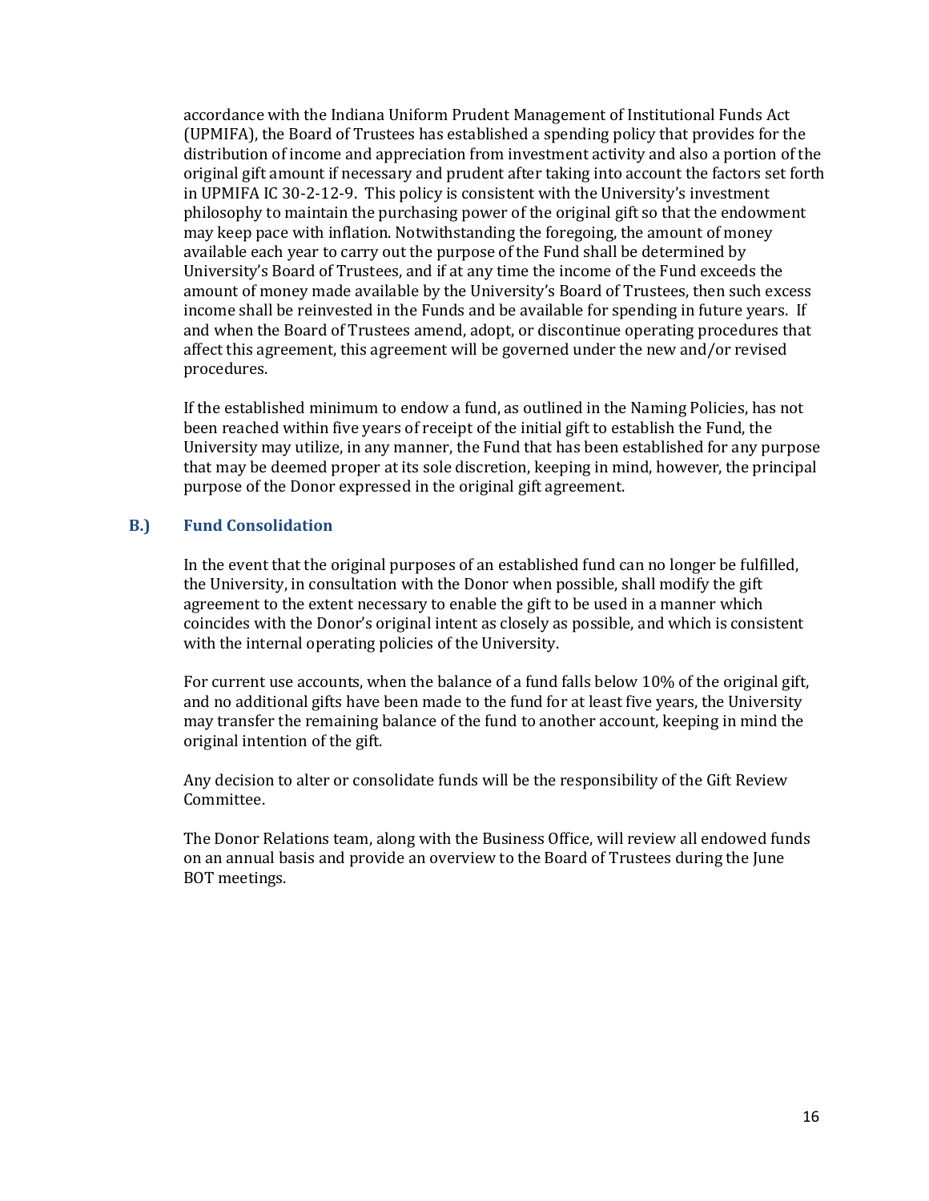accordance with the Indiana Uniform Prudent Management of Institutional Funds Act (UPMIFA), the Board of Trustees has established a spending policy that provides for the distribution of income and appreciation from investment activity and also a portion of the original gift amount if necessary and prudent after taking into account the factors set forth in UPMIFA IC 30-2-12-9. This policy is consistent with the University's investment philosophy to maintain the purchasing power of the original gift so that the endowment may keep pace with inflation. Notwithstanding the foregoing, the amount of money available each year to carry out the purpose of the Fund shall be determined by University's Board of Trustees, and if at any time the income of the Fund exceeds the amount of money made available by the University's Board of Trustees, then such excess income shall be reinvested in the Funds and be available for spending in future years. If and when the Board of Trustees amend, adopt, or discontinue operating procedures that affect this agreement, this agreement will be governed under the new and/or revised procedures.

If the established minimum to endow a fund, as outlined in the Naming Policies, has not been reached within five years of receipt of the initial gift to establish the Fund, the University may utilize, in any manner, the Fund that has been established for any purpose that may be deemed proper at its sole discretion, keeping in mind, however, the principal purpose of the Donor expressed in the original gift agreement.

### B.) Fund Consolidation

In the event that the original purposes of an established fund can no longer be fulfilled, the University, in consultation with the Donor when possible, shall modify the gift agreement to the extent necessary to enable the gift to be used in a manner which coincides with the Donor's original intent as closely as possible, and which is consistent with the internal operating policies of the University.

For current use accounts, when the balance of a fund falls below 10% of the original gift, and no additional gifts have been made to the fund for at least five years, the University may transfer the remaining balance of the fund to another account, keeping in mind the original intention of the gift.

Any decision to alter or consolidate funds will be the responsibility of the Gift Review Committee.

The Donor Relations team, along with the Business Office, will review all endowed funds on an annual basis and provide an overview to the Board of Trustees during the June BOT meetings.